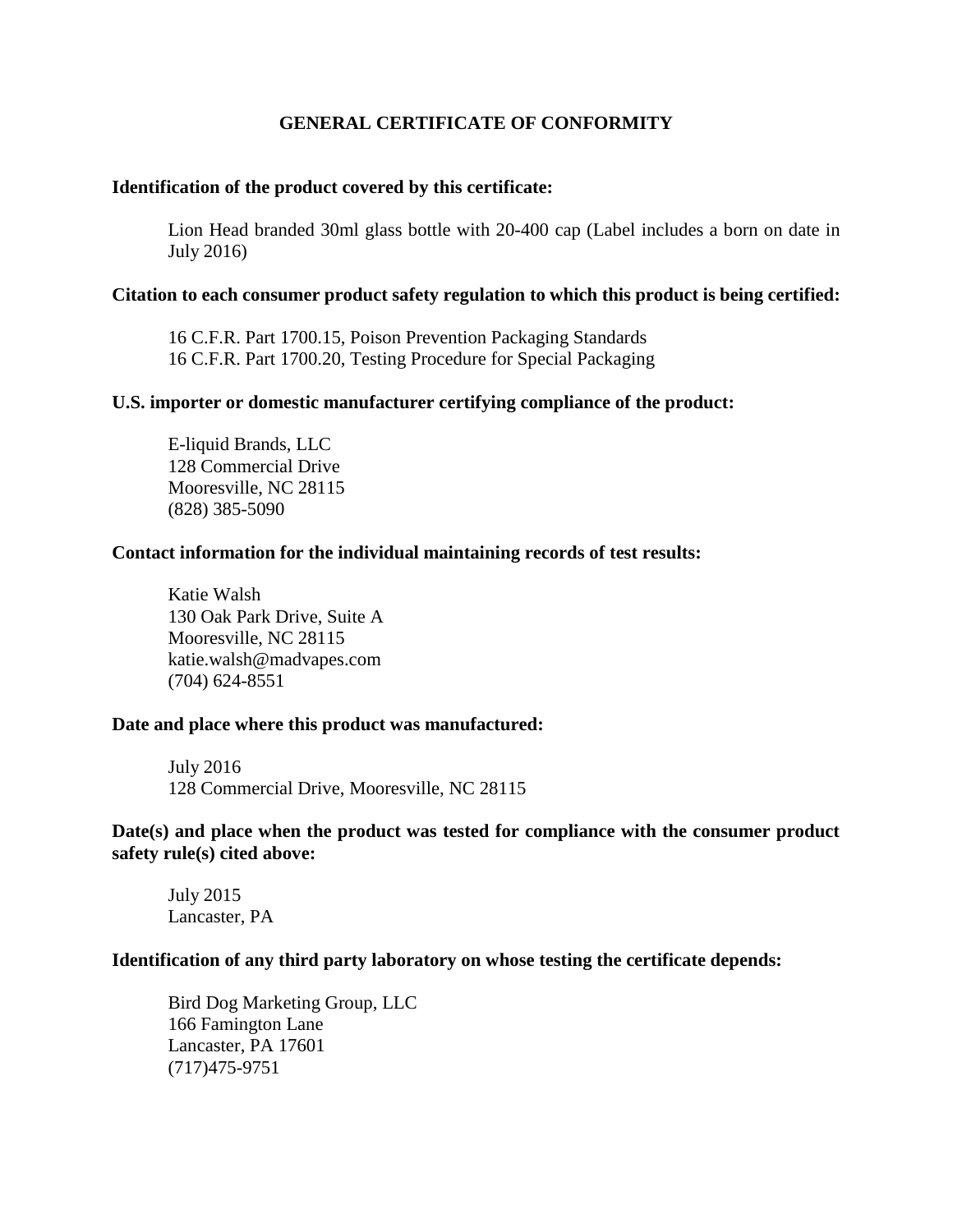# GENERAL CERTIFICATE OF CONFORMITY

**Identification of the product covered by this certificate:**

Lion Head branded 30ml glass bottle with 20-400 cap (Label includes a born on date in July 2016)

**Citation to each consumer product safety regulation to which this product is being certified:**

16 C.F.R. Part 1700.15, Poison Prevention Packaging Standards
16 C.F.R. Part 1700.20, Testing Procedure for Special Packaging

**U.S. importer or domestic manufacturer certifying compliance of the product:**

E-liquid Brands, LLC
128 Commercial Drive
Mooresville, NC 28115
(828) 385-5090

**Contact information for the individual maintaining records of test results:**

Katie Walsh
130 Oak Park Drive, Suite A
Mooresville, NC 28115
katie.walsh@madvapes.com
(704) 624-8551

**Date and place where this product was manufactured:**

July 2016
128 Commercial Drive, Mooresville, NC 28115

**Date(s) and place when the product was tested for compliance with the consumer product safety rule(s) cited above:**

July 2015
Lancaster, PA

**Identification of any third party laboratory on whose testing the certificate depends:**

Bird Dog Marketing Group, LLC
166 Famington Lane
Lancaster, PA 17601
(717)475-9751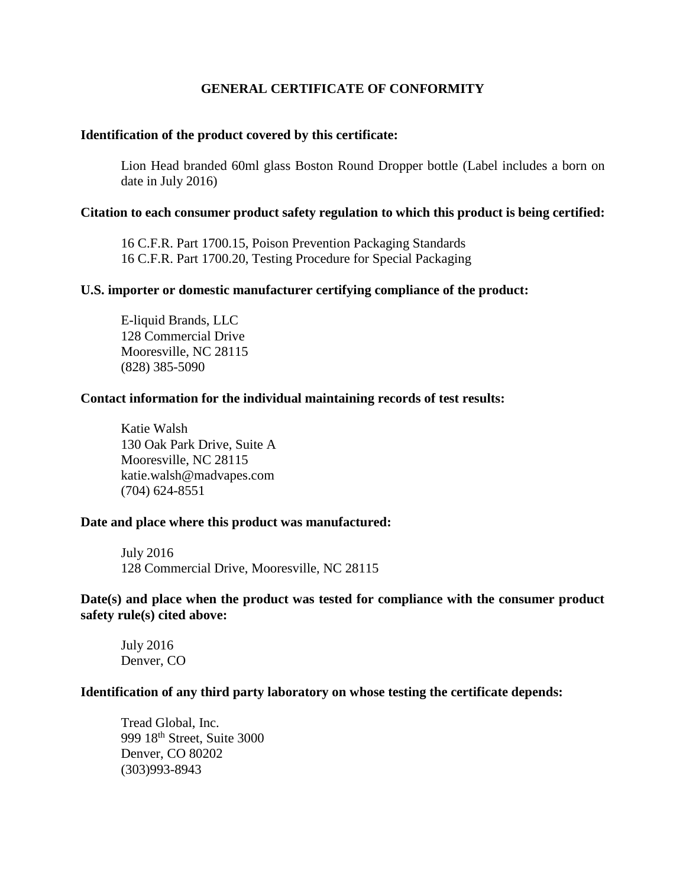# GENERAL CERTIFICATE OF CONFORMITY

**Identification of the product covered by this certificate:**

Lion Head branded 60ml glass Boston Round Dropper bottle (Label includes a born on date in July 2016)

**Citation to each consumer product safety regulation to which this product is being certified:**

16 C.F.R. Part 1700.15, Poison Prevention Packaging Standards
16 C.F.R. Part 1700.20, Testing Procedure for Special Packaging

**U.S. importer or domestic manufacturer certifying compliance of the product:**

E-liquid Brands, LLC
128 Commercial Drive
Mooresville, NC 28115
(828) 385-5090

**Contact information for the individual maintaining records of test results:**

Katie Walsh
130 Oak Park Drive, Suite A
Mooresville, NC 28115
katie.walsh@madvapes.com
(704) 624-8551

**Date and place where this product was manufactured:**

July 2016
128 Commercial Drive, Mooresville, NC 28115

**Date(s) and place when the product was tested for compliance with the consumer product safety rule(s) cited above:**

July 2016
Denver, CO

**Identification of any third party laboratory on whose testing the certificate depends:**

Tread Global, Inc.
999 18th Street, Suite 3000
Denver, CO 80202
(303)993-8943